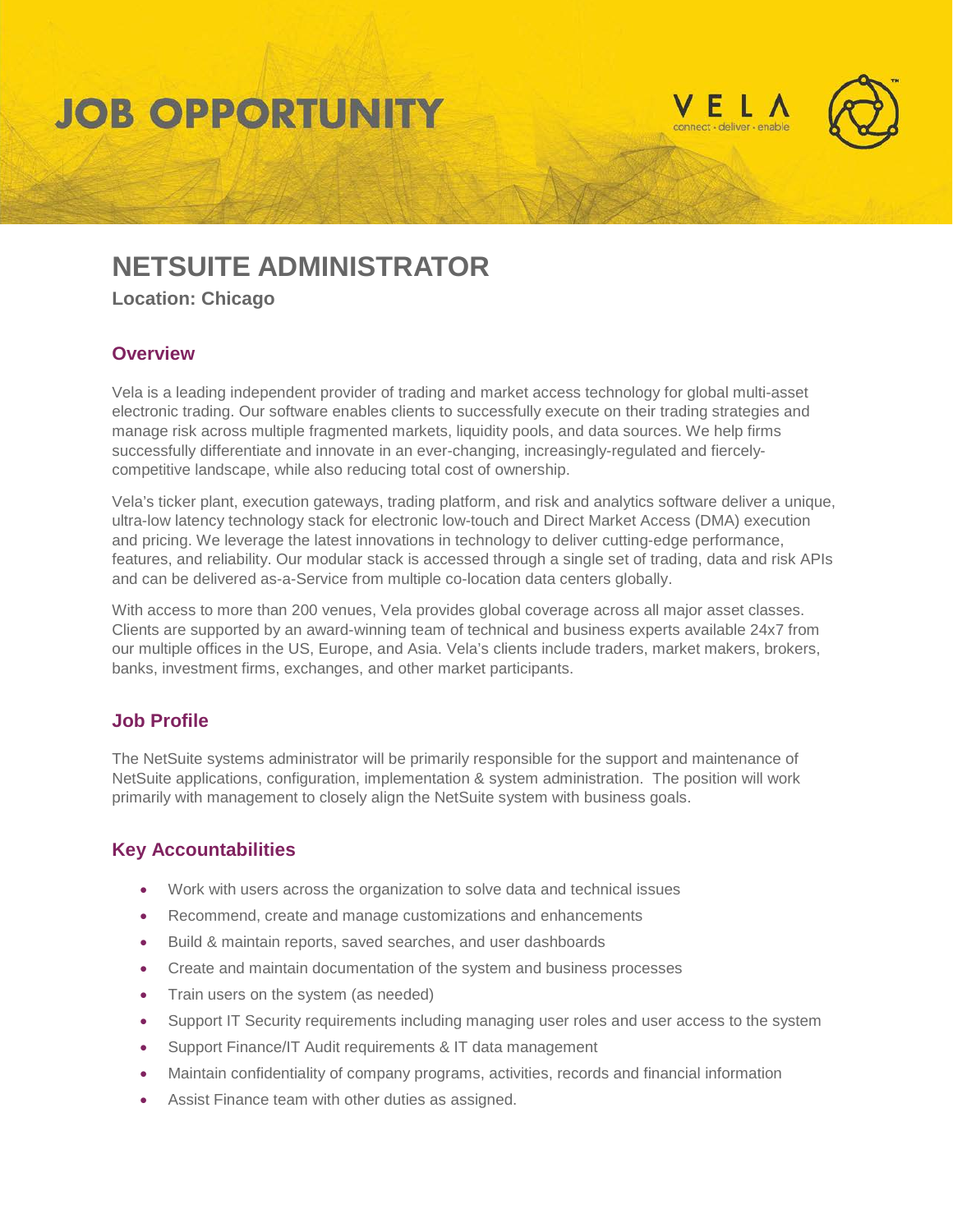# JOB OPPORTUNITY

VELA
connect · deliver · enable

## NETSUITE ADMINISTRATOR

**Location: Chicago**

### Overview

Vela is a leading independent provider of trading and market access technology for global multi-asset electronic trading. Our software enables clients to successfully execute on their trading strategies and manage risk across multiple fragmented markets, liquidity pools, and data sources. We help firms successfully differentiate and innovate in an ever-changing, increasingly-regulated and fiercely-competitive landscape, while also reducing total cost of ownership.

Vela's ticker plant, execution gateways, trading platform, and risk and analytics software deliver a unique, ultra-low latency technology stack for electronic low-touch and Direct Market Access (DMA) execution and pricing. We leverage the latest innovations in technology to deliver cutting-edge performance, features, and reliability. Our modular stack is accessed through a single set of trading, data and risk APIs and can be delivered as-a-Service from multiple co-location data centers globally.

With access to more than 200 venues, Vela provides global coverage across all major asset classes. Clients are supported by an award-winning team of technical and business experts available 24x7 from our multiple offices in the US, Europe, and Asia. Vela's clients include traders, market makers, brokers, banks, investment firms, exchanges, and other market participants.

### Job Profile

The NetSuite systems administrator will be primarily responsible for the support and maintenance of NetSuite applications, configuration, implementation & system administration. The position will work primarily with management to closely align the NetSuite system with business goals.

### Key Accountabilities

- Work with users across the organization to solve data and technical issues
- Recommend, create and manage customizations and enhancements
- Build & maintain reports, saved searches, and user dashboards
- Create and maintain documentation of the system and business processes
- Train users on the system (as needed)
- Support IT Security requirements including managing user roles and user access to the system
- Support Finance/IT Audit requirements & IT data management
- Maintain confidentiality of company programs, activities, records and financial information
- Assist Finance team with other duties as assigned.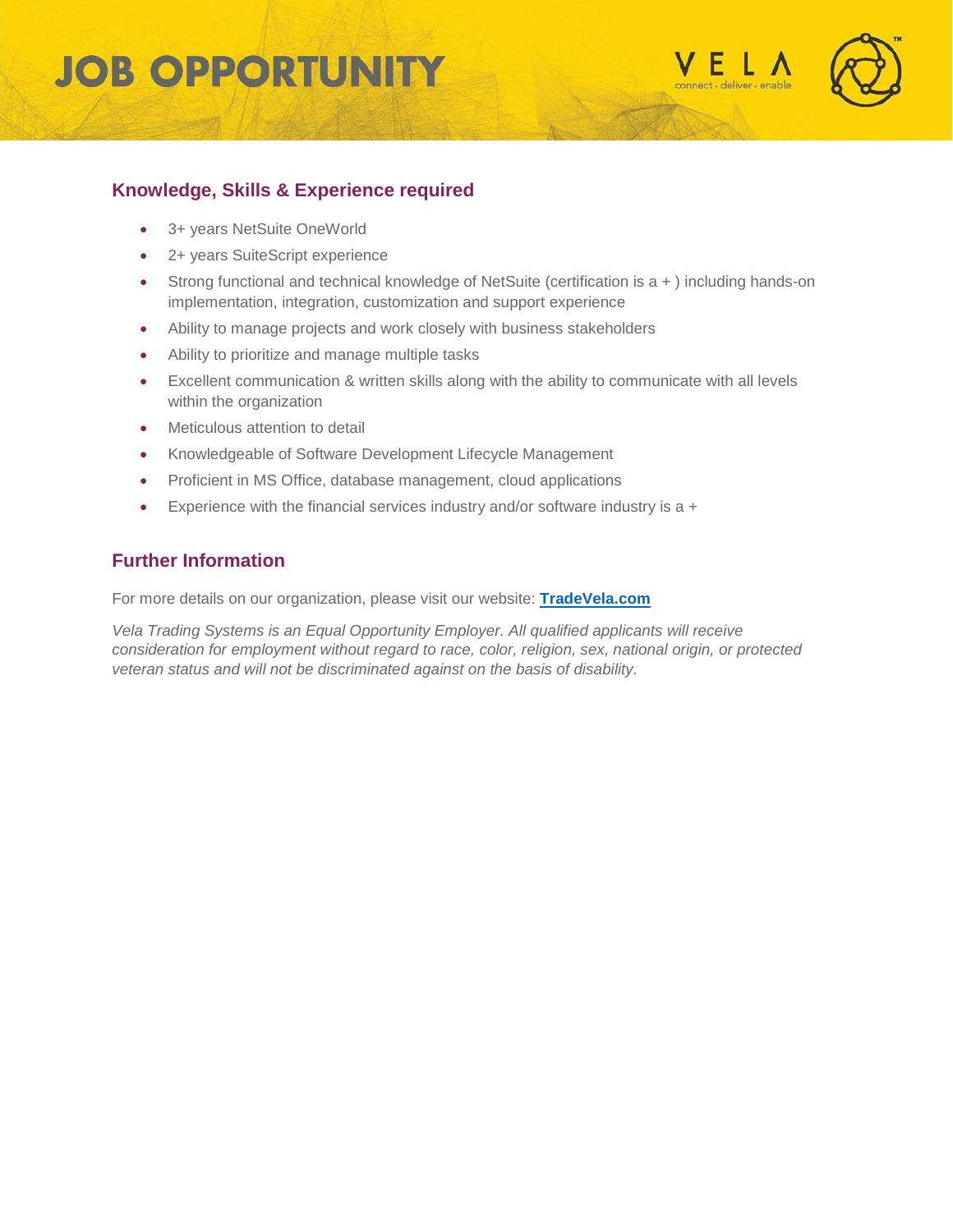# JOB OPPORTUNITY

## Knowledge, Skills & Experience required

- 3+ years NetSuite OneWorld
- 2+ years SuiteScript experience
- Strong functional and technical knowledge of NetSuite (certification is a + ) including hands-on implementation, integration, customization and support experience
- Ability to manage projects and work closely with business stakeholders
- Ability to prioritize and manage multiple tasks
- Excellent communication & written skills along with the ability to communicate with all levels within the organization
- Meticulous attention to detail
- Knowledgeable of Software Development Lifecycle Management
- Proficient in MS Office, database management, cloud applications
- Experience with the financial services industry and/or software industry is a +

## Further Information

For more details on our organization, please visit our website: **TradeVela.com**

*Vela Trading Systems is an Equal Opportunity Employer. All qualified applicants will receive consideration for employment without regard to race, color, religion, sex, national origin, or protected veteran status and will not be discriminated against on the basis of disability.*